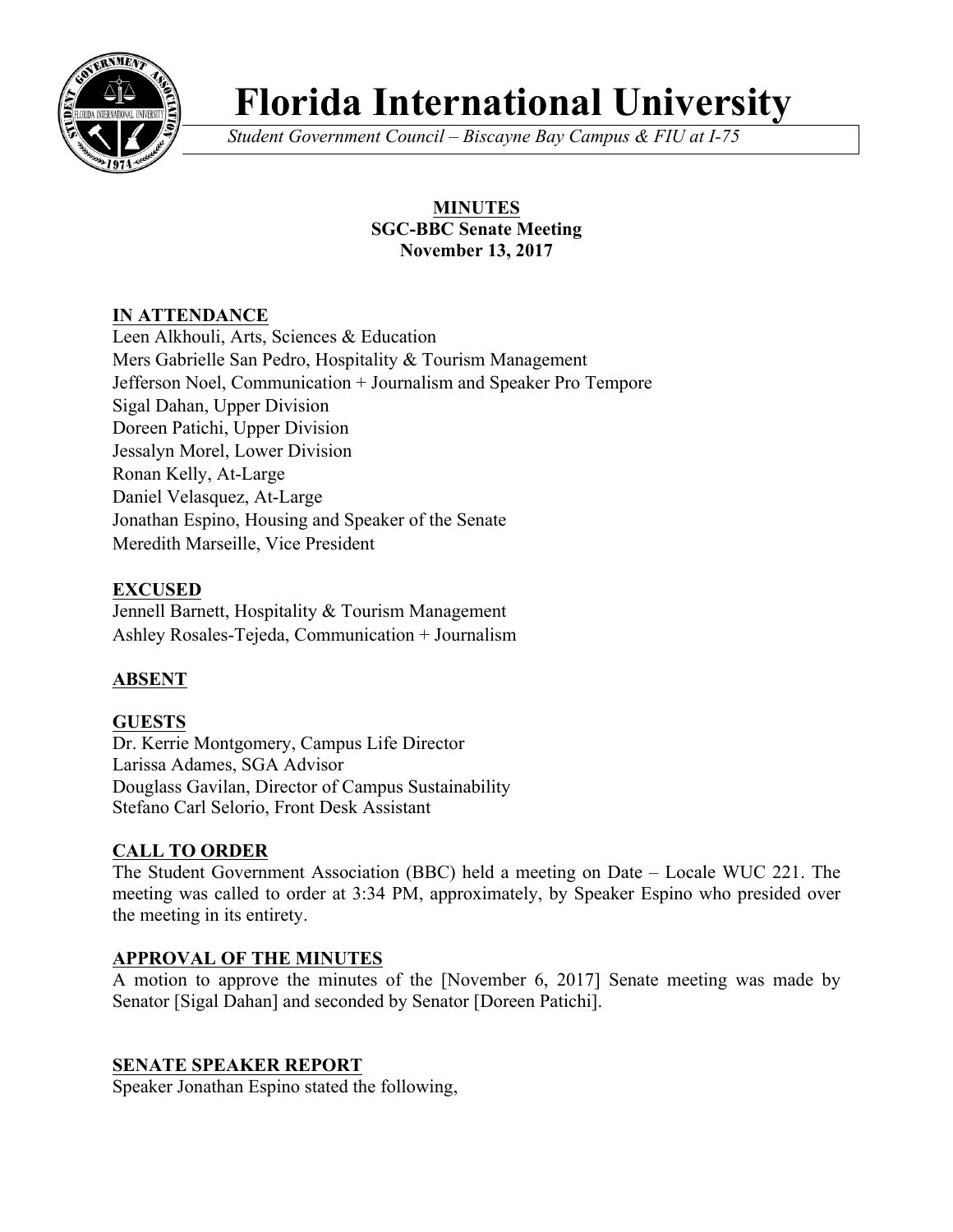# Florida International University

*Student Government Council – Biscayne Bay Campus & FIU at I-75*

**MINUTES**
**SGC-BBC Senate Meeting**
**November 13, 2017**

## IN ATTENDANCE

Leen Alkhouli, Arts, Sciences & Education
Mers Gabrielle San Pedro, Hospitality & Tourism Management
Jefferson Noel, Communication + Journalism and Speaker Pro Tempore
Sigal Dahan, Upper Division
Doreen Patichi, Upper Division
Jessalyn Morel, Lower Division
Ronan Kelly, At-Large
Daniel Velasquez, At-Large
Jonathan Espino, Housing and Speaker of the Senate
Meredith Marseille, Vice President

## EXCUSED

Jennell Barnett, Hospitality & Tourism Management
Ashley Rosales-Tejeda, Communication + Journalism

## ABSENT

## GUESTS

Dr. Kerrie Montgomery, Campus Life Director
Larissa Adames, SGA Advisor
Douglass Gavilan, Director of Campus Sustainability
Stefano Carl Selorio, Front Desk Assistant

## CALL TO ORDER

The Student Government Association (BBC) held a meeting on Date – Locale WUC 221. The meeting was called to order at 3:34 PM, approximately, by Speaker Espino who presided over the meeting in its entirety.

## APPROVAL OF THE MINUTES

A motion to approve the minutes of the [November 6, 2017] Senate meeting was made by Senator [Sigal Dahan] and seconded by Senator [Doreen Patichi].

## SENATE SPEAKER REPORT

Speaker Jonathan Espino stated the following,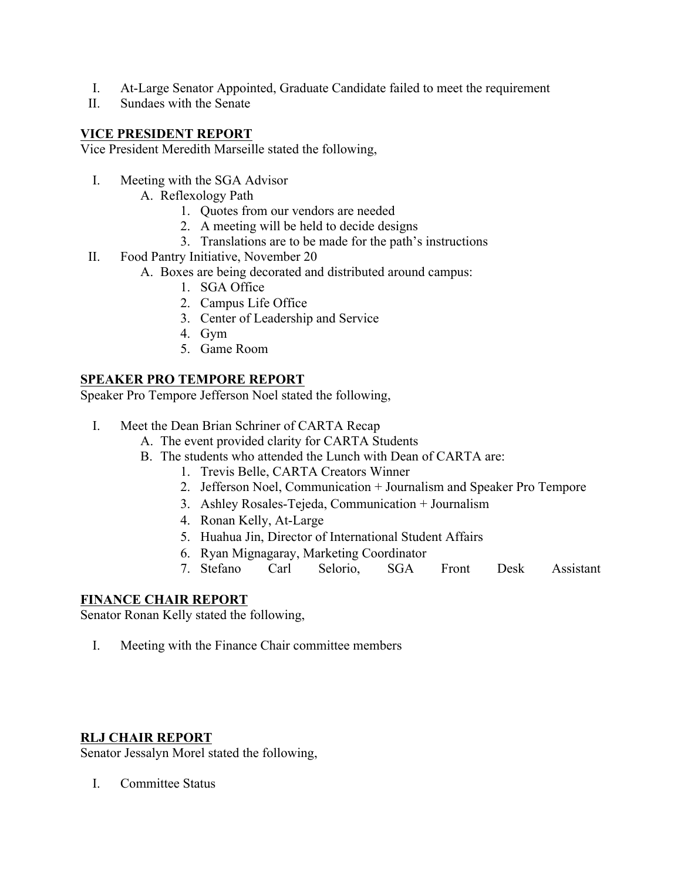I. At-Large Senator Appointed, Graduate Candidate failed to meet the requirement
II. Sundaes with the Senate

**VICE PRESIDENT REPORT**

Vice President Meredith Marseille stated the following,

I. Meeting with the SGA Advisor
   A. Reflexology Path
      1. Quotes from our vendors are needed
      2. A meeting will be held to decide designs
      3. Translations are to be made for the path's instructions
II. Food Pantry Initiative, November 20
   A. Boxes are being decorated and distributed around campus:
      1. SGA Office
      2. Campus Life Office
      3. Center of Leadership and Service
      4. Gym
      5. Game Room

**SPEAKER PRO TEMPORE REPORT**

Speaker Pro Tempore Jefferson Noel stated the following,

I. Meet the Dean Brian Schriner of CARTA Recap
   A. The event provided clarity for CARTA Students
   B. The students who attended the Lunch with Dean of CARTA are:
      1. Trevis Belle, CARTA Creators Winner
      2. Jefferson Noel, Communication + Journalism and Speaker Pro Tempore
      3. Ashley Rosales-Tejeda, Communication + Journalism
      4. Ronan Kelly, At-Large
      5. Huahua Jin, Director of International Student Affairs
      6. Ryan Mignagaray, Marketing Coordinator
      7. Stefano Carl Selorio, SGA Front Desk Assistant

**FINANCE CHAIR REPORT**

Senator Ronan Kelly stated the following,

I. Meeting with the Finance Chair committee members

**RLJ CHAIR REPORT**

Senator Jessalyn Morel stated the following,

I. Committee Status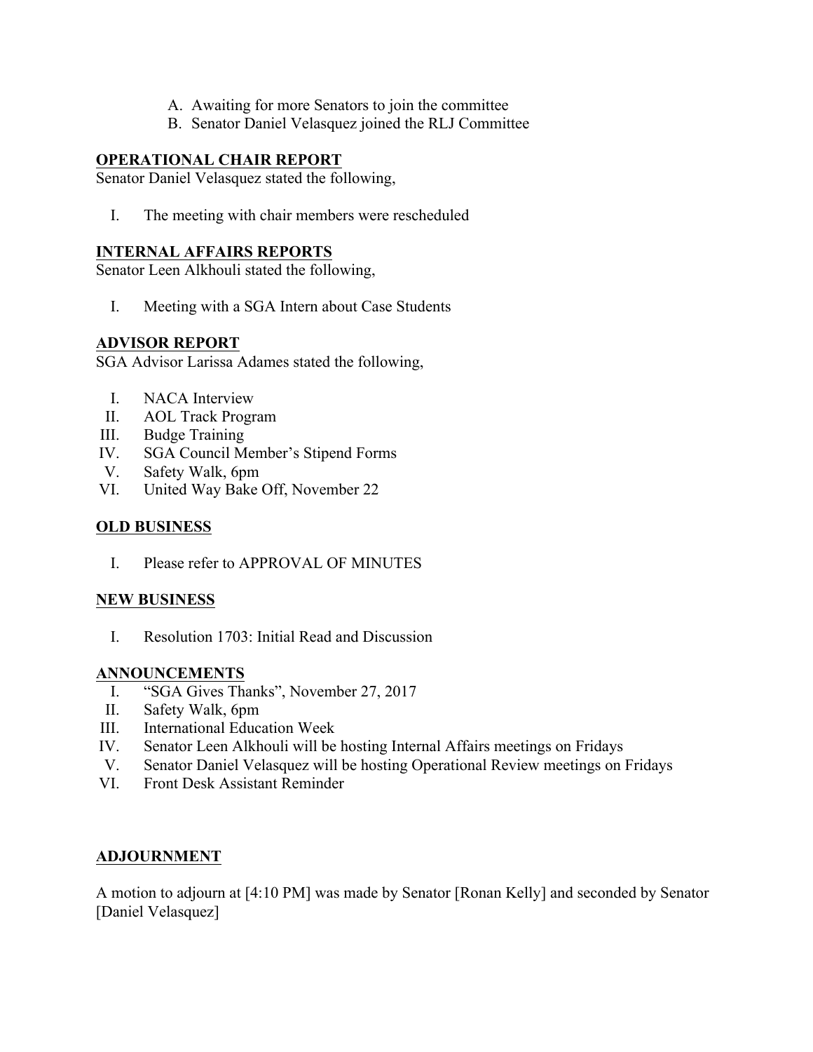A. Awaiting for more Senators to join the committee
B. Senator Daniel Velasquez joined the RLJ Committee

## OPERATIONAL CHAIR REPORT

Senator Daniel Velasquez stated the following,

I. The meeting with chair members were rescheduled

## INTERNAL AFFAIRS REPORTS

Senator Leen Alkhouli stated the following,

I. Meeting with a SGA Intern about Case Students

## ADVISOR REPORT

SGA Advisor Larissa Adames stated the following,

I. NACA Interview
II. AOL Track Program
III. Budge Training
IV. SGA Council Member's Stipend Forms
V. Safety Walk, 6pm
VI. United Way Bake Off, November 22

## OLD BUSINESS

I. Please refer to APPROVAL OF MINUTES

## NEW BUSINESS

I. Resolution 1703: Initial Read and Discussion

## ANNOUNCEMENTS

I. "SGA Gives Thanks", November 27, 2017
II. Safety Walk, 6pm
III. International Education Week
IV. Senator Leen Alkhouli will be hosting Internal Affairs meetings on Fridays
V. Senator Daniel Velasquez will be hosting Operational Review meetings on Fridays
VI. Front Desk Assistant Reminder

## ADJOURNMENT

A motion to adjourn at [4:10 PM] was made by Senator [Ronan Kelly] and seconded by Senator [Daniel Velasquez]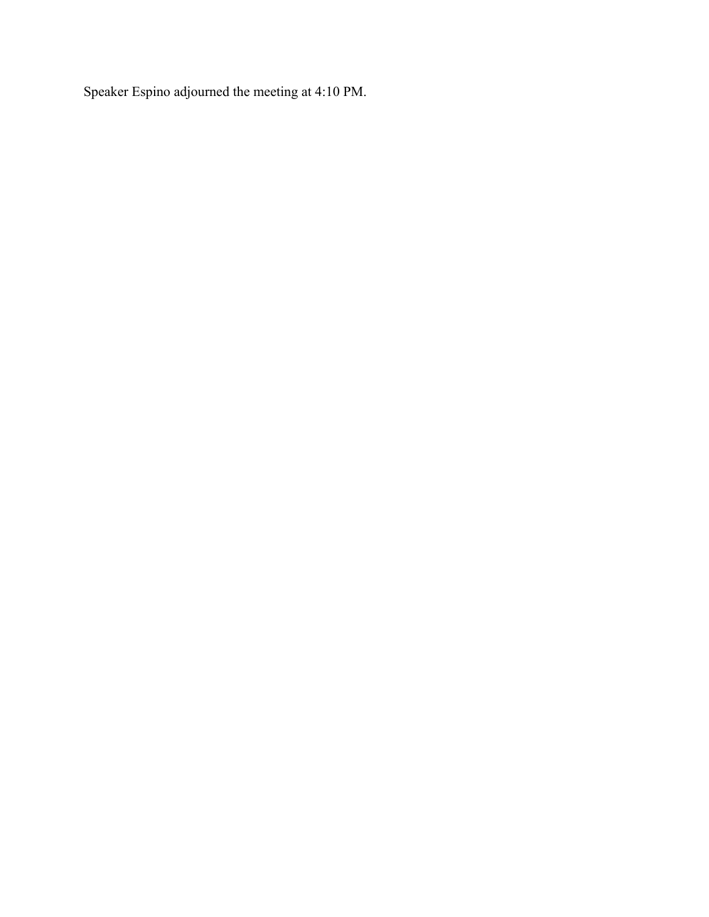Speaker Espino adjourned the meeting at 4:10 PM.